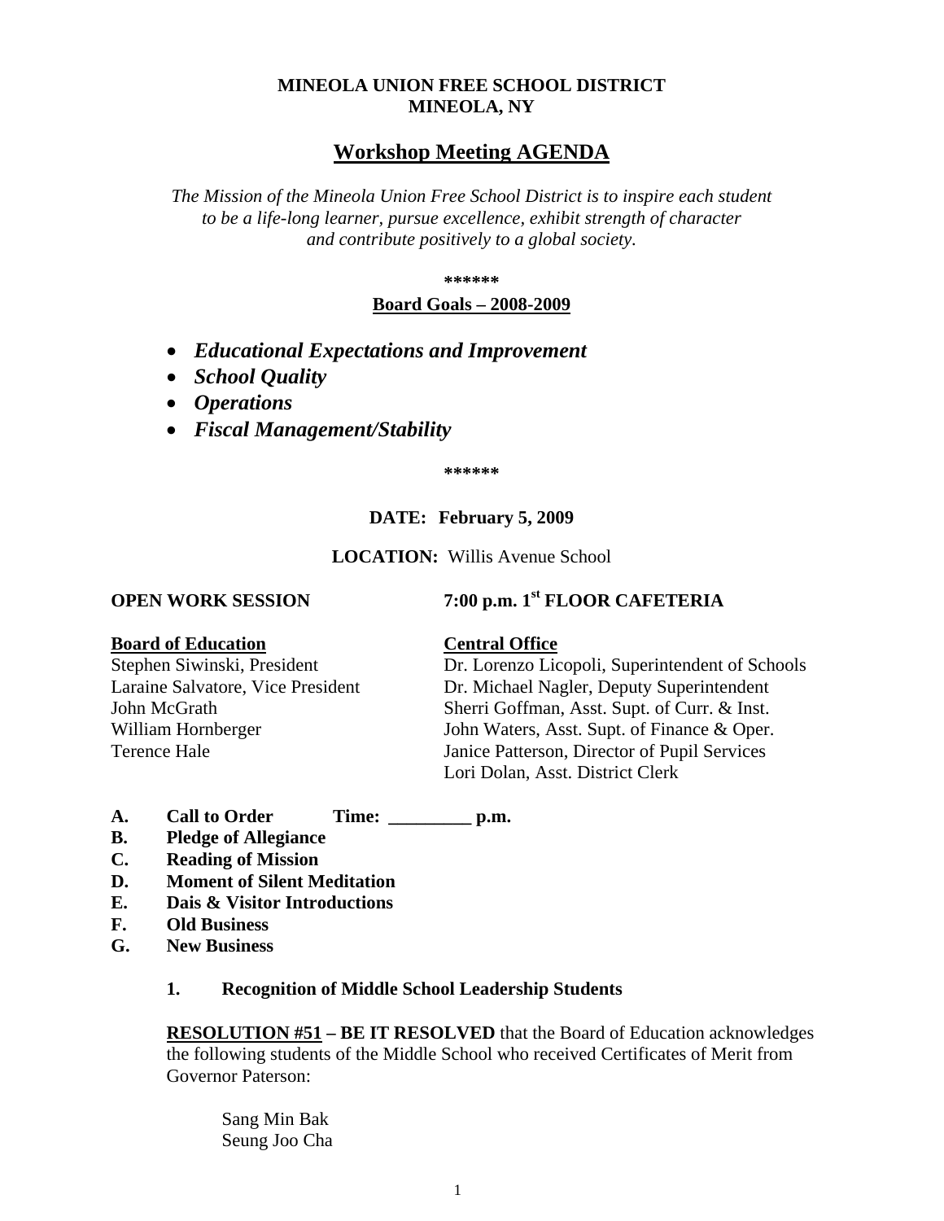**MINEOLA UNION FREE SCHOOL DISTRICT**
**MINEOLA, NY**

# Workshop Meeting AGENDA

*The Mission of the Mineola Union Free School District is to inspire each student to be a life-long learner, pursue excellence, exhibit strength of character and contribute positively to a global society.*

**\*\*\*\*\*\***

**Board Goals – 2008-2009**

- ***Educational Expectations and Improvement***
- ***School Quality***
- ***Operations***
- ***Fiscal Management/Stability***

**\*\*\*\*\*\***

**DATE: February 5, 2009**

**LOCATION:** Willis Avenue School

**OPEN WORK SESSION** **7:00 p.m. 1st FLOOR CAFETERIA**

| **Board of Education** | **Central Office** |
|---|---|
| Stephen Siwinski, President | Dr. Lorenzo Licopoli, Superintendent of Schools |
| Laraine Salvatore, Vice President | Dr. Michael Nagler, Deputy Superintendent |
| John McGrath | Sherri Goffman, Asst. Supt. of Curr. & Inst. |
| William Hornberger | John Waters, Asst. Supt. of Finance & Oper. |
| Terence Hale | Janice Patterson, Director of Pupil Services |
| | Lori Dolan, Asst. District Clerk |

**A. Call to Order Time: _________ p.m.**
**B. Pledge of Allegiance**
**C. Reading of Mission**
**D. Moment of Silent Meditation**
**E. Dais & Visitor Introductions**
**F. Old Business**
**G. New Business**

**1. Recognition of Middle School Leadership Students**

**RESOLUTION #51 – BE IT RESOLVED** that the Board of Education acknowledges the following students of the Middle School who received Certificates of Merit from Governor Paterson:

Sang Min Bak
Seung Joo Cha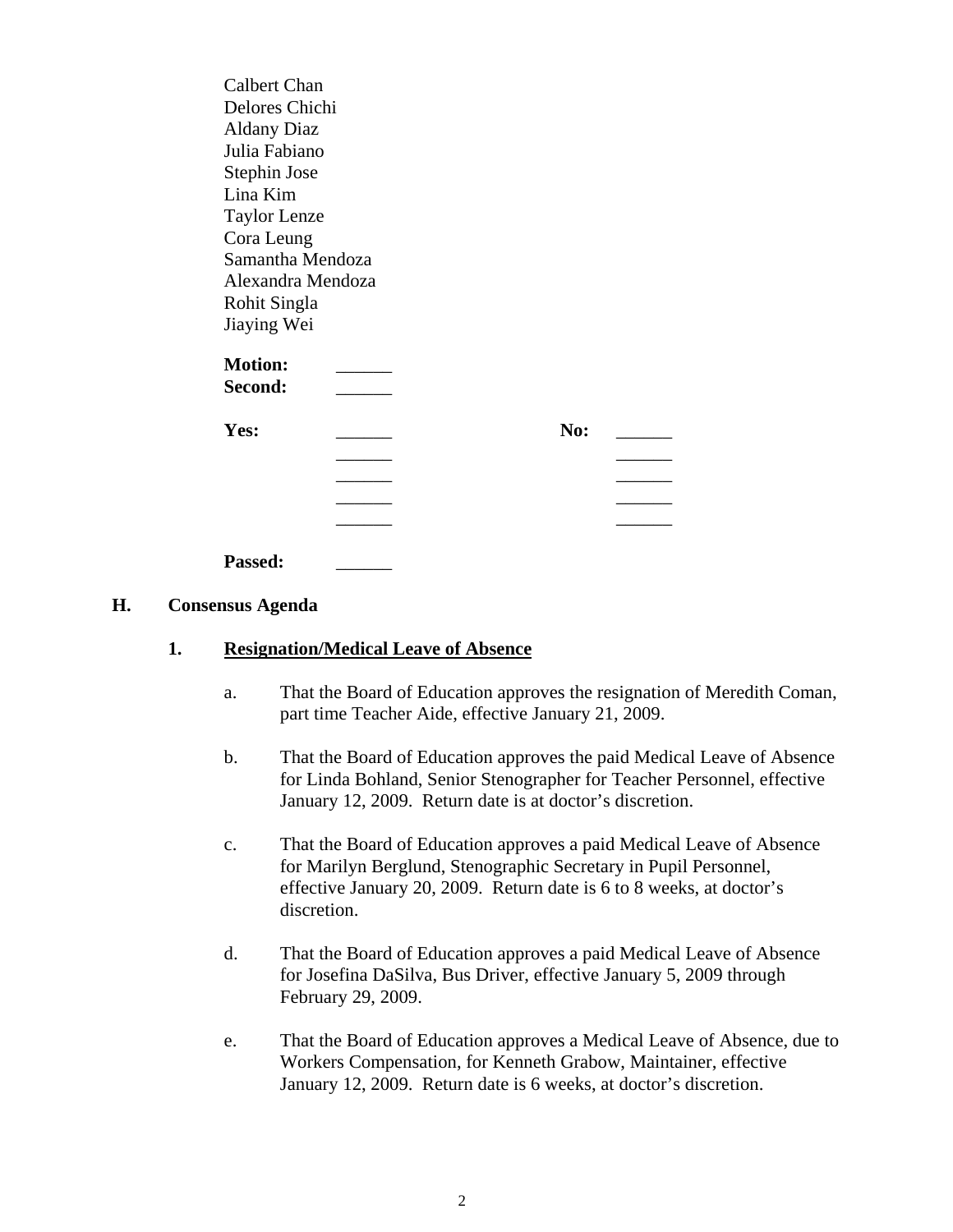Calbert Chan
Delores Chichi
Aldany Diaz
Julia Fabiano
Stephin Jose
Lina Kim
Taylor Lenze
Cora Leung
Samantha Mendoza
Alexandra Mendoza
Rohit Singla
Jiaying Wei

**Motion:** ______
**Second:** ______

| **Yes:** | ______ | **No:** | ______ |
|---|---|---|---|
| | ______ | | ______ |
| | ______ | | ______ |
| | ______ | | ______ |
| | ______ | | ______ |

**Passed:** ______

## H. Consensus Agenda

### 1. Resignation/Medical Leave of Absence

a. That the Board of Education approves the resignation of Meredith Coman, part time Teacher Aide, effective January 21, 2009.

b. That the Board of Education approves the paid Medical Leave of Absence for Linda Bohland, Senior Stenographer for Teacher Personnel, effective January 12, 2009. Return date is at doctor's discretion.

c. That the Board of Education approves a paid Medical Leave of Absence for Marilyn Berglund, Stenographic Secretary in Pupil Personnel, effective January 20, 2009. Return date is 6 to 8 weeks, at doctor's discretion.

d. That the Board of Education approves a paid Medical Leave of Absence for Josefina DaSilva, Bus Driver, effective January 5, 2009 through February 29, 2009.

e. That the Board of Education approves a Medical Leave of Absence, due to Workers Compensation, for Kenneth Grabow, Maintainer, effective January 12, 2009. Return date is 6 weeks, at doctor's discretion.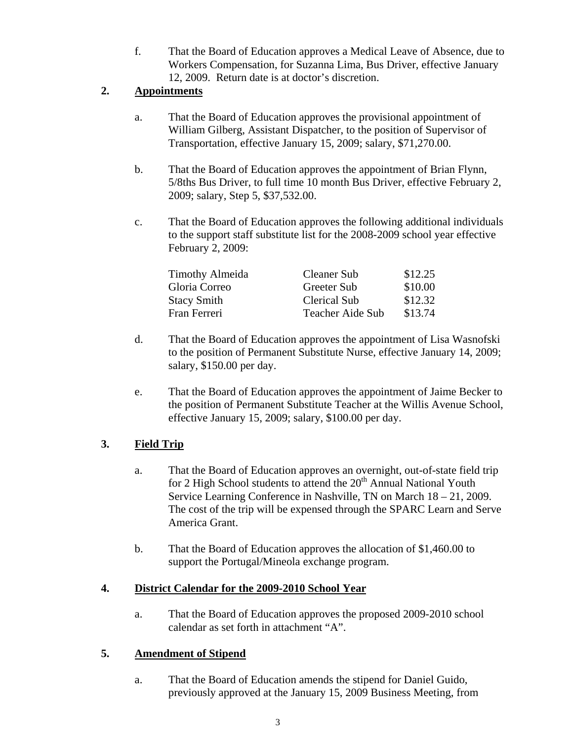f. That the Board of Education approves a Medical Leave of Absence, due to Workers Compensation, for Suzanna Lima, Bus Driver, effective January 12, 2009. Return date is at doctor's discretion.

## 2. Appointments

a. That the Board of Education approves the provisional appointment of William Gilberg, Assistant Dispatcher, to the position of Supervisor of Transportation, effective January 15, 2009; salary, $71,270.00.

b. That the Board of Education approves the appointment of Brian Flynn, 5/8ths Bus Driver, to full time 10 month Bus Driver, effective February 2, 2009; salary, Step 5, $37,532.00.

c. That the Board of Education approves the following additional individuals to the support staff substitute list for the 2008-2009 school year effective February 2, 2009:

| | | |
|---|---|---|
| Timothy Almeida | Cleaner Sub | $12.25 |
| Gloria Correo | Greeter Sub | $10.00 |
| Stacy Smith | Clerical Sub | $12.32 |
| Fran Ferreri | Teacher Aide Sub | $13.74 |

d. That the Board of Education approves the appointment of Lisa Wasnofski to the position of Permanent Substitute Nurse, effective January 14, 2009; salary, $150.00 per day.

e. That the Board of Education approves the appointment of Jaime Becker to the position of Permanent Substitute Teacher at the Willis Avenue School, effective January 15, 2009; salary, $100.00 per day.

## 3. Field Trip

a. That the Board of Education approves an overnight, out-of-state field trip for 2 High School students to attend the 20th Annual National Youth Service Learning Conference in Nashville, TN on March 18 – 21, 2009. The cost of the trip will be expensed through the SPARC Learn and Serve America Grant.

b. That the Board of Education approves the allocation of $1,460.00 to support the Portugal/Mineola exchange program.

## 4. District Calendar for the 2009-2010 School Year

a. That the Board of Education approves the proposed 2009-2010 school calendar as set forth in attachment "A".

## 5. Amendment of Stipend

a. That the Board of Education amends the stipend for Daniel Guido, previously approved at the January 15, 2009 Business Meeting, from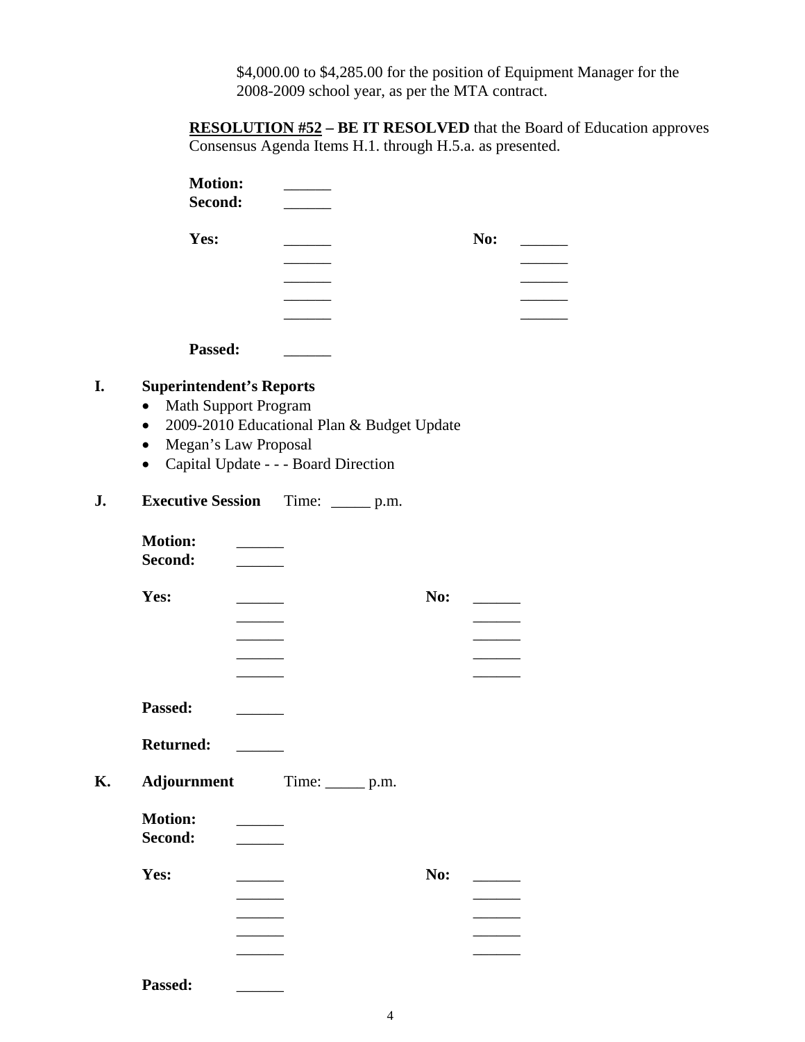$4,000.00 to $4,285.00 for the position of Equipment Manager for the 2008-2009 school year, as per the MTA contract.

**RESOLUTION #52 – BE IT RESOLVED** that the Board of Education approves Consensus Agenda Items H.1. through H.5.a. as presented.

**Motion:** ______
**Second:** ______

| **Yes:** | ______ | **No:** | ______ |
|---|---|---|---|
| | ______ | | ______ |
| | ______ | | ______ |
| | ______ | | ______ |
| | ______ | | ______ |

**Passed:** ______

**I. Superintendent's Reports**

- Math Support Program
- 2009-2010 Educational Plan & Budget Update
- Megan's Law Proposal
- Capital Update - - - Board Direction

**J. Executive Session** Time: _____ p.m.

**Motion:** ______
**Second:** ______

| **Yes:** | ______ | **No:** | ______ |
|---|---|---|---|
| | ______ | | ______ |
| | ______ | | ______ |
| | ______ | | ______ |
| | ______ | | ______ |

**Passed:** ______

**Returned:** ______

**K. Adjournment** Time: _____ p.m.

**Motion:** ______
**Second:** ______

| **Yes:** | ______ | **No:** | ______ |
|---|---|---|---|
| | ______ | | ______ |
| | ______ | | ______ |
| | ______ | | ______ |
| | ______ | | ______ |

**Passed:** ______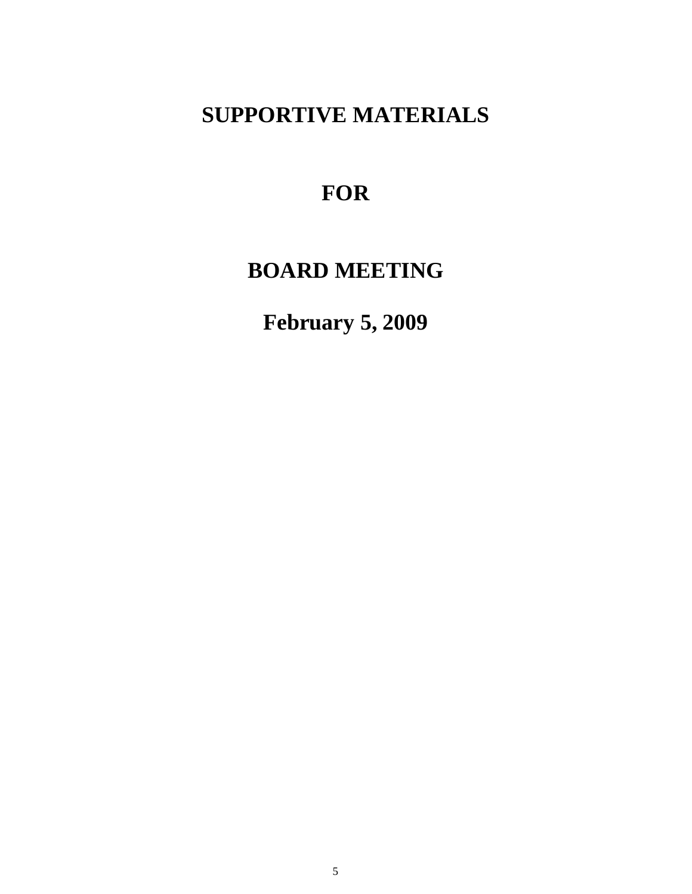# SUPPORTIVE MATERIALS

# FOR

# BOARD MEETING

# February 5, 2009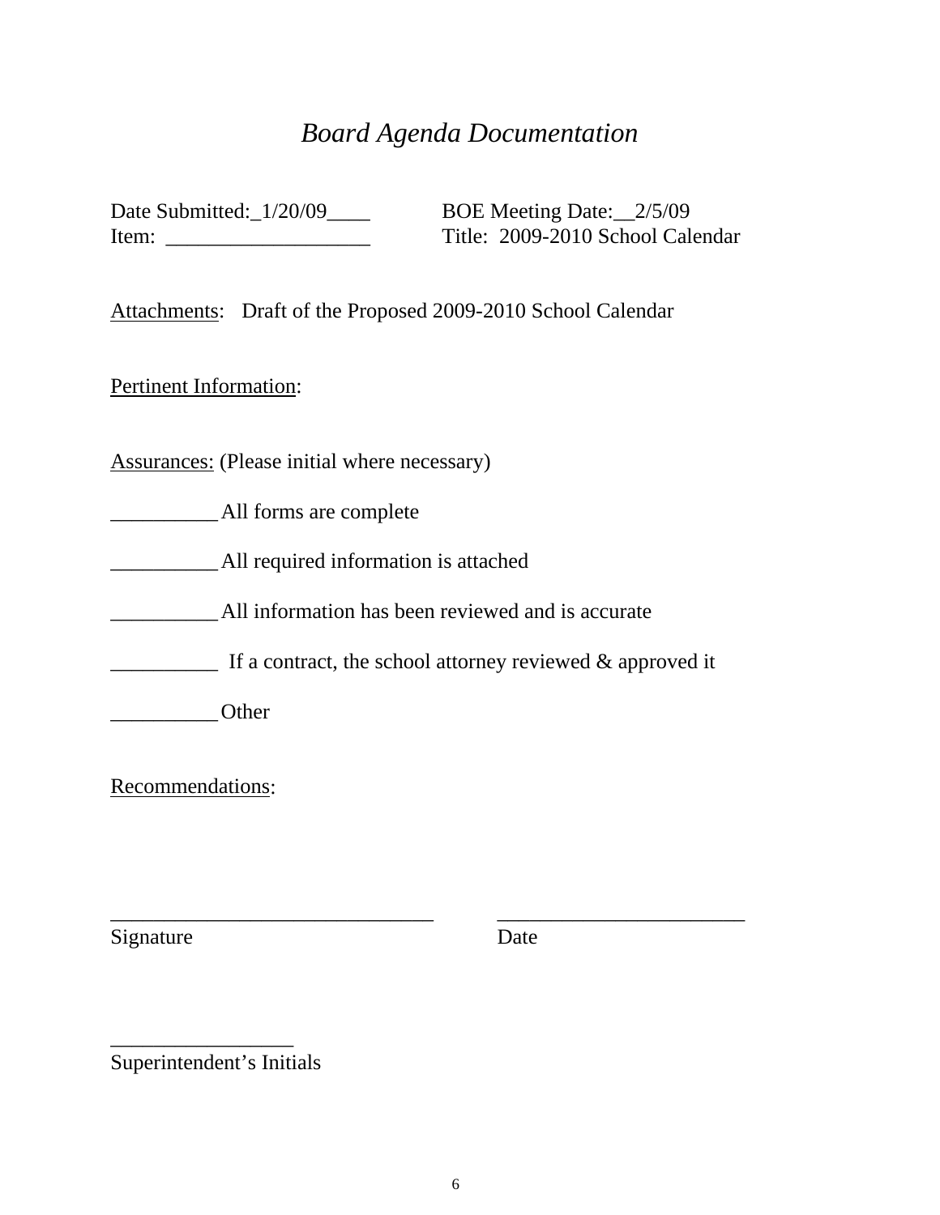# *Board Agenda Documentation*

Date Submitted:_1/20/09____ BOE Meeting Date:__2/5/09

Item: ___________________ Title: 2009-2010 School Calendar

Attachments: Draft of the Proposed 2009-2010 School Calendar

Pertinent Information:

Assurances: (Please initial where necessary)

__________ All forms are complete

__________ All required information is attached

__________ All information has been reviewed and is accurate

__________ If a contract, the school attorney reviewed & approved it

__________ Other

Recommendations:

_______________________________ ________________________

Signature Date

_________________

Superintendent's Initials